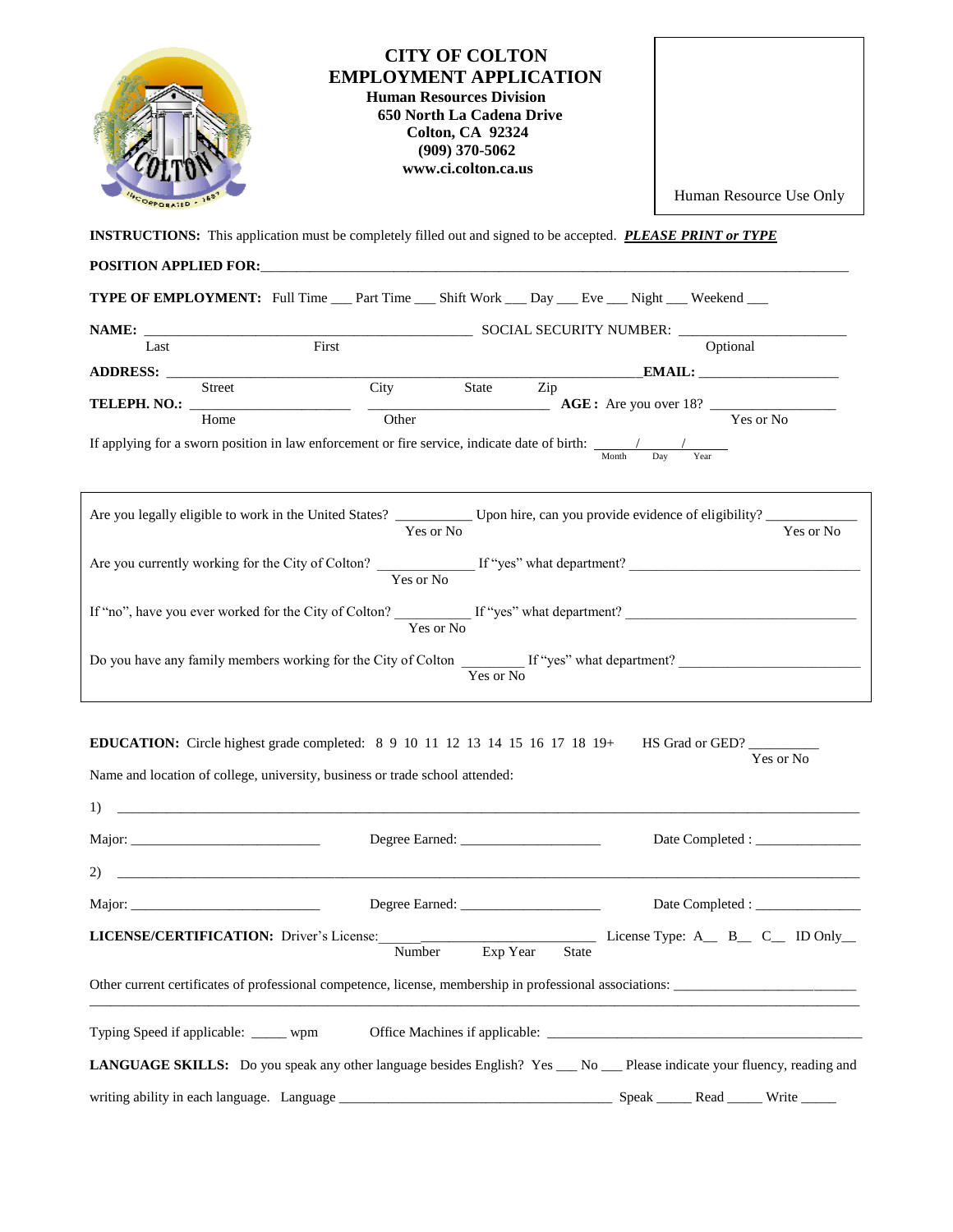# CITY OF COLTON
# EMPLOYMENT APPLICATION

**Human Resources Division**
**650 North La Cadena Drive**
**Colton, CA 92324**
**(909) 370-5062**
**www.ci.colton.ca.us**

Human Resource Use Only

**INSTRUCTIONS:** This application must be completely filled out and signed to be accepted. ***PLEASE PRINT or TYPE***

**POSITION APPLIED FOR:**_______________________________________________

**TYPE OF EMPLOYMENT:** Full Time ___ Part Time ___ Shift Work ___ Day ___ Eve ___ Night ___ Weekend ___

**NAME:** ______________________________ SOCIAL SECURITY NUMBER: ____________________
Last First Optional

**ADDRESS:** ______________________________________________ **EMAIL:** __________________
Street City State Zip

**TELEPH. NO.:** ____________________ ____________________ **AGE:** Are you over 18? ______________
Home Other Yes or No

If applying for a sworn position in law enforcement or fire service, indicate date of birth: _____/_____/_____
Month Day Year

---

Are you legally eligible to work in the United States? __________ Upon hire, can you provide evidence of eligibility? ____________
Yes or No Yes or No

Are you currently working for the City of Colton? ____________ If "yes" what department? ______________________________
Yes or No

If "no", have you ever worked for the City of Colton? __________ If "yes" what department? ______________________________
Yes or No

Do you have any family members working for the City of Colton ________ If "yes" what department? ______________________
Yes or No

---

**EDUCATION:** Circle highest grade completed: 8 9 10 11 12 13 14 15 16 17 18 19+ HS Grad or GED? __________
Yes or No

Name and location of college, university, business or trade school attended:

1) ________________________________________________________________________

Major: _______________________ Degree Earned: __________________ Date Completed : ______________

2) ________________________________________________________________________

Major: _______________________ Degree Earned: __________________ Date Completed : ______________

**LICENSE/CERTIFICATION:** Driver's License:_____________________________ License Type: A__ B__ C__ ID Only__
Number Exp Year State

Other current certificates of professional competence, license, membership in professional associations: ________________________
________________________________________________________________________

Typing Speed if applicable: _____ wpm Office Machines if applicable: ________________________________________

**LANGUAGE SKILLS:** Do you speak any other language besides English? Yes ___ No ___ Please indicate your fluency, reading and writing ability in each language. Language ________________________________ Speak _____ Read _____ Write _____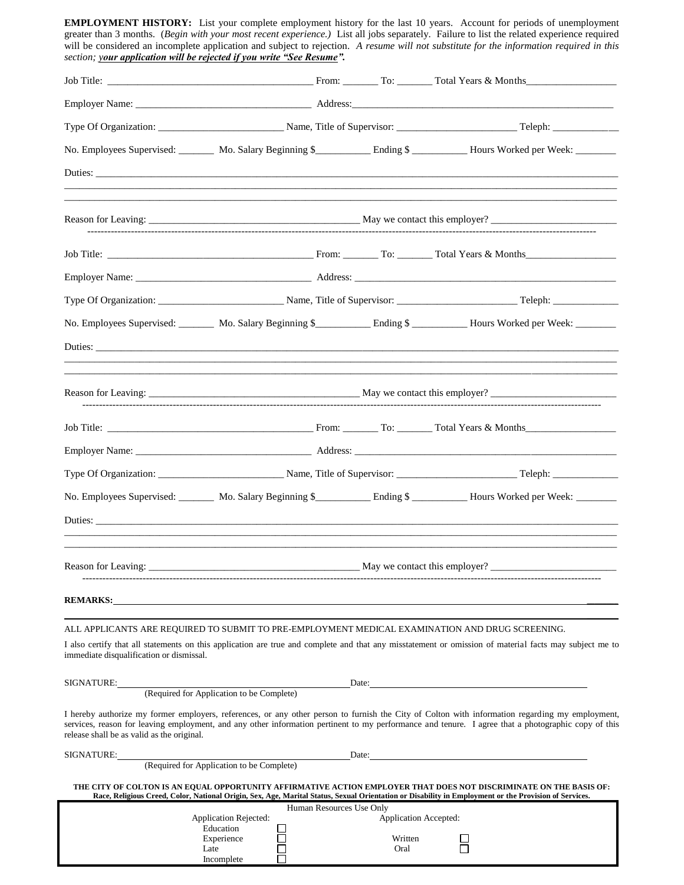**EMPLOYMENT HISTORY:** List your complete employment history for the last 10 years. Account for periods of unemployment greater than 3 months. (*Begin with your most recent experience.*) List all jobs separately. Failure to list the related experience required will be considered an incomplete application and subject to rejection. *A resume will not substitute for the information required in this section;* ***your application will be rejected if you write "See Resume".***

Job Title: ________________________________________ From: _______ To: _______ Total Years & Months_________________

Employer Name: __________________________________ Address:_____________________________________________________

Type Of Organization: ________________________ Name, Title of Supervisor: _______________________ Teleph: _____________

No. Employees Supervised: _______ Mo. Salary Beginning $__________ Ending $ __________ Hours Worked per Week: ________

Duties: ____________________________________________________________________________________________________

____________________________________________________________________________________________________________

____________________________________________________________________________________________________________

Reason for Leaving: ________________________________________ May we contact this employer? ________________________

---

Job Title: ________________________________________ From: _______ To: _______ Total Years & Months_________________

Employer Name: __________________________________ Address: _____________________________________________________

Type Of Organization: ________________________ Name, Title of Supervisor: _______________________ Teleph: _____________

No. Employees Supervised: _______ Mo. Salary Beginning $__________ Ending $ __________ Hours Worked per Week: ________

Duties: ____________________________________________________________________________________________________

____________________________________________________________________________________________________________

____________________________________________________________________________________________________________

Reason for Leaving: ________________________________________ May we contact this employer? ________________________

---

Job Title: ________________________________________ From: _______ To: _______ Total Years & Months_________________

Employer Name: __________________________________ Address: _____________________________________________________

Type Of Organization: ________________________ Name, Title of Supervisor: _______________________ Teleph: _____________

No. Employees Supervised: _______ Mo. Salary Beginning $__________ Ending $ __________ Hours Worked per Week: ________

Duties: ____________________________________________________________________________________________________

____________________________________________________________________________________________________________

____________________________________________________________________________________________________________

Reason for Leaving: ________________________________________ May we contact this employer? ________________________

---

**REMARKS:** ____________________________________________________________________________________________

ALL APPLICANTS ARE REQUIRED TO SUBMIT TO PRE-EMPLOYMENT MEDICAL EXAMINATION AND DRUG SCREENING.

I also certify that all statements on this application are true and complete and that any misstatement or omission of material facts may subject me to immediate disqualification or dismissal.

SIGNATURE: ________________________________________ Date: ________________________________________
(Required for Application to be Complete)

I hereby authorize my former employers, references, or any other person to furnish the City of Colton with information regarding my employment, services, reason for leaving employment, and any other information pertinent to my performance and tenure. I agree that a photographic copy of this release shall be as valid as the original.

SIGNATURE: ________________________________________ Date: ________________________________________
(Required for Application to be Complete)

**THE CITY OF COLTON IS AN EQUAL OPPORTUNITY AFFIRMATIVE ACTION EMPLOYER THAT DOES NOT DISCRIMINATE ON THE BASIS OF: Race, Religious Creed, Color, National Origin, Sex, Age, Marital Status, Sexual Orientation or Disability in Employment or the Provision of Services.**

Human Resources Use Only

| Application Rejected: | | Application Accepted: | |
|---|---|---|---|
| Education | ☐ | | |
| Experience | ☐ | Written | ☐ |
| Late | ☐ | Oral | ☐ |
| Incomplete | ☐ | | |